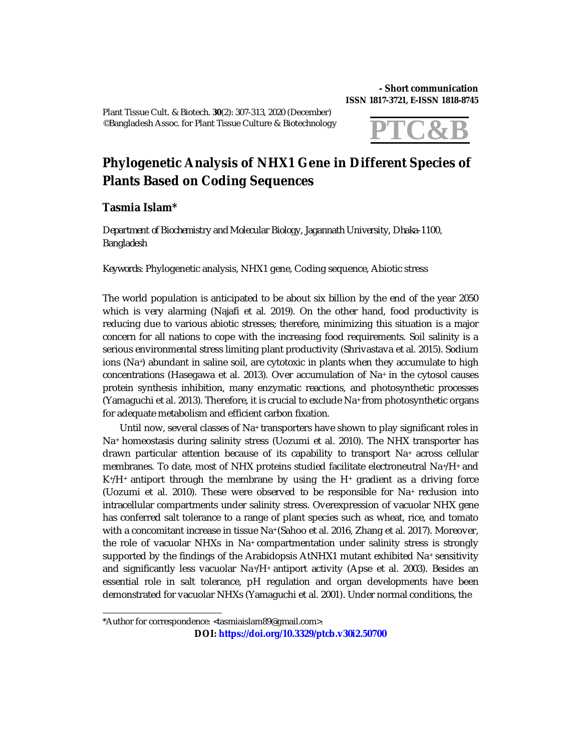**- Short communication**

**ISSN 1817-3721, E-ISSN 1818-8745**

Plant Tissue Cult. & Biotech. **30**(2): 307-313, 2020 (December)
©Bangladesh Assoc. for Plant Tissue Culture & Biotechnology

**PTC&B**

# Phylogenetic Analysis of NHX1 Gene in Different Species of Plants Based on Coding Sequences

## Tasmia Islam*

*Department of Biochemistry and Molecular Biology, Jagannath University, Dhaka-1100, Bangladesh*

*Keywords:* Phylogenetic analysis, NHX1 gene, Coding sequence, Abiotic stress

The world population is anticipated to be about six billion by the end of the year 2050 which is very alarming (Najafi et al. 2019). On the other hand, food productivity is reducing due to various abiotic stresses; therefore, minimizing this situation is a major concern for all nations to cope with the increasing food requirements. Soil salinity is a serious environmental stress limiting plant productivity (Shrivastava et al. 2015). Sodium ions ($Na^+$) abundant in saline soil, are cytotoxic in plants when they accumulate to high concentrations (Hasegawa et al. 2013). Over accumulation of $Na^+$ in the cytosol causes protein synthesis inhibition, many enzymatic reactions, and photosynthetic processes (Yamaguchi et al. 2013). Therefore, it is crucial to exclude $Na^+$ from photosynthetic organs for adequate metabolism and efficient carbon fixation.

Until now, several classes of $Na^+$ transporters have shown to play significant roles in $Na^+$ homeostasis during salinity stress (Uozumi et al. 2010). The NHX transporter has drawn particular attention because of its capability to transport $Na^+$ across cellular membranes. To date, most of NHX proteins studied facilitate electroneutral $Na^+/H^+$ and $K^+/H^+$ antiport through the membrane by using the $H^+$ gradient as a driving force (Uozumi et al. 2010). These were observed to be responsible for $Na^+$ reclusion into intracellular compartments under salinity stress. Overexpression of vacuolar NHX gene has conferred salt tolerance to a range of plant species such as wheat, rice, and tomato with a concomitant increase in tissue $Na^+$(Sahoo et al. 2016, Zhang et al. 2017). Moreover, the role of vacuolar NHXs in $Na^+$ compartmentation under salinity stress is strongly supported by the findings of the Arabidopsis AtNHX1 mutant exhibited $Na^+$ sensitivity and significantly less vacuolar $Na^+/H^+$ antiport activity (Apse et al. 2003). Besides an essential role in salt tolerance, pH regulation and organ developments have been demonstrated for vacuolar NHXs (Yamaguchi et al. 2001). Under normal conditions, the

*Author for correspondence: <tasmiaislam89@gmail.com>.

**DOI: https://doi.org/10.3329/ptcb.v30i2.50700**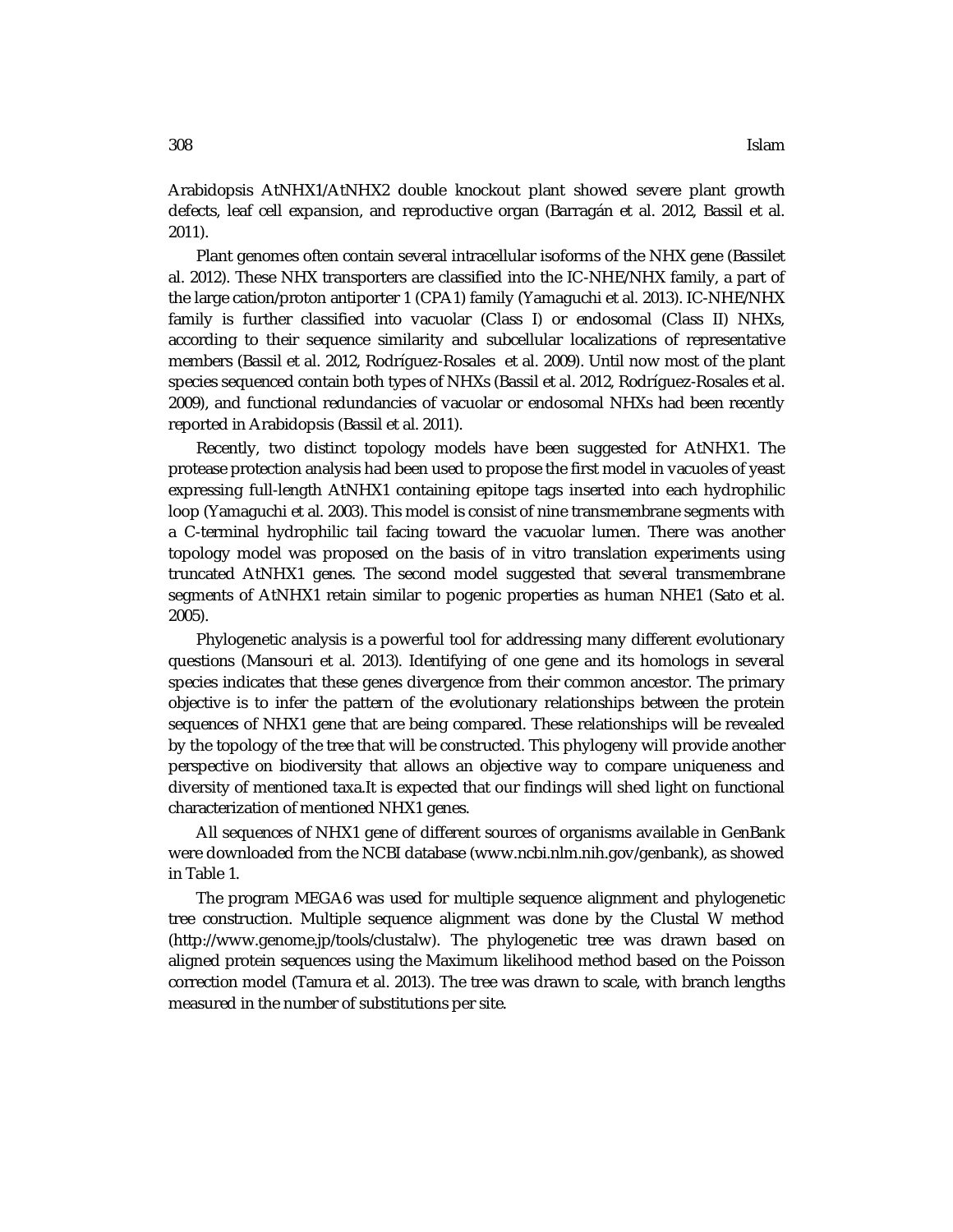Arabidopsis AtNHX1/AtNHX2 double knockout plant showed severe plant growth defects, leaf cell expansion, and reproductive organ (Barragán et al. 2012, Bassil et al. 2011).

Plant genomes often contain several intracellular isoforms of the NHX gene (Bassilet al. 2012). These NHX transporters are classified into the IC-NHE/NHX family, a part of the large cation/proton antiporter 1 (CPA1) family (Yamaguchi et al. 2013). IC-NHE/NHX family is further classified into vacuolar (Class I) or endosomal (Class II) NHXs, according to their sequence similarity and subcellular localizations of representative members (Bassil et al. 2012, Rodríguez-Rosales  et al. 2009). Until now most of the plant species sequenced contain both types of NHXs (Bassil et al. 2012, Rodríguez-Rosales et al. 2009), and functional redundancies of vacuolar or endosomal NHXs had been recently reported in Arabidopsis (Bassil et al. 2011).

Recently, two distinct topology models have been suggested for AtNHX1. The protease protection analysis had been used to propose the first model in vacuoles of yeast expressing full-length AtNHX1 containing epitope tags inserted into each hydrophilic loop (Yamaguchi et al. 2003). This model is consist of nine transmembrane segments with a C-terminal hydrophilic tail facing toward the vacuolar lumen. There was another topology model was proposed on the basis of in vitro translation experiments using truncated AtNHX1 genes. The second model suggested that several transmembrane segments of AtNHX1 retain similar to pogenic properties as human NHE1 (Sato et al. 2005).

Phylogenetic analysis is a powerful tool for addressing many different evolutionary questions (Mansouri et al. 2013). Identifying of one gene and its homologs in several species indicates that these genes divergence from their common ancestor. The primary objective is to infer the pattern of the evolutionary relationships between the protein sequences of NHX1 gene that are being compared. These relationships will be revealed by the topology of the tree that will be constructed. This phylogeny will provide another perspective on biodiversity that allows an objective way to compare uniqueness and diversity of mentioned taxa.It is expected that our findings will shed light on functional characterization of mentioned NHX1 genes.

All sequences of NHX1 gene of different sources of organisms available in GenBank were downloaded from the NCBI database (www.ncbi.nlm.nih.gov/genbank), as showed in Table 1.

The program MEGA6 was used for multiple sequence alignment and phylogenetic tree construction. Multiple sequence alignment was done by the Clustal W method (http://www.genome.jp/tools/clustalw). The phylogenetic tree was drawn based on aligned protein sequences using the Maximum likelihood method based on the Poisson correction model (Tamura et al. 2013). The tree was drawn to scale, with branch lengths measured in the number of substitutions per site.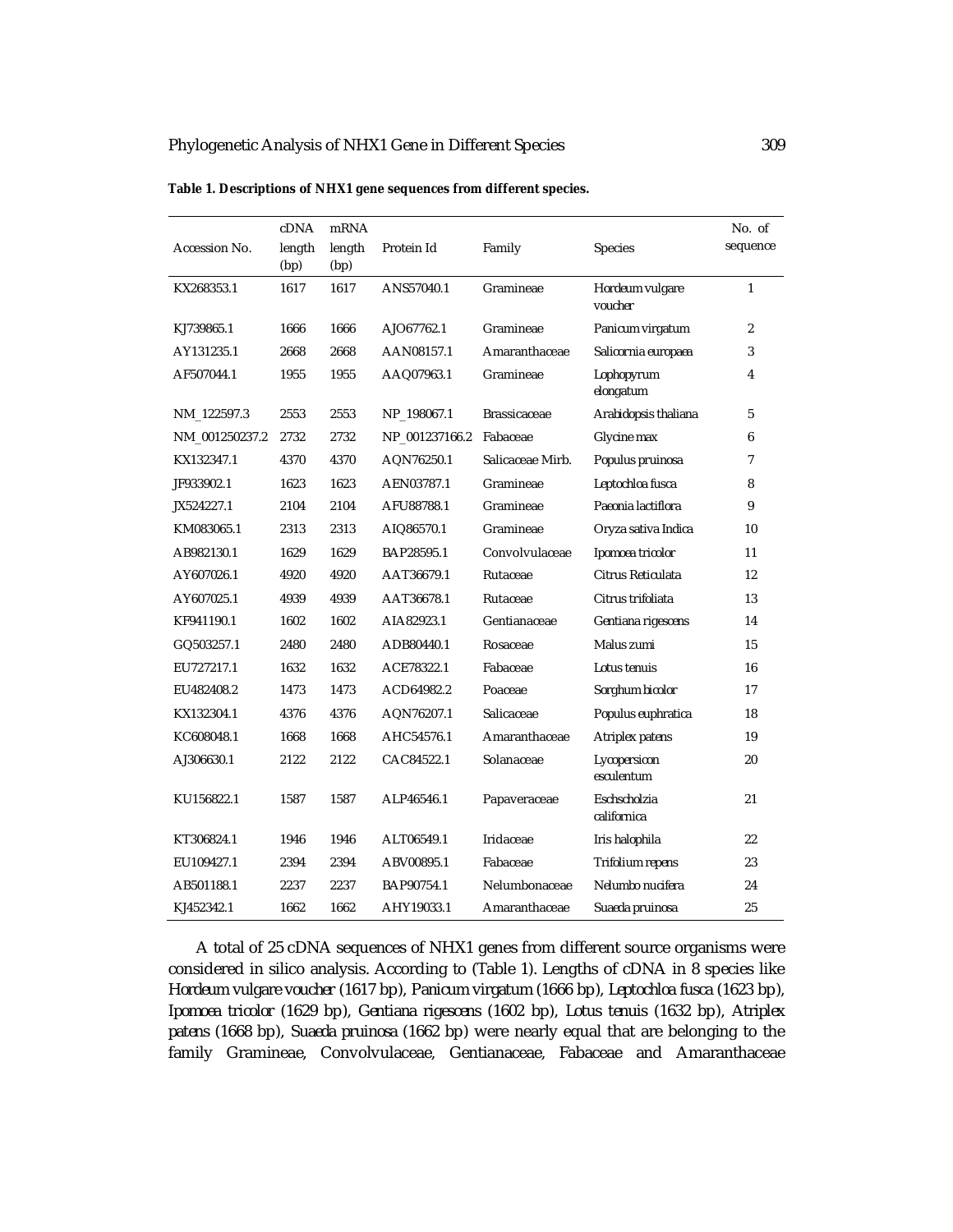**Table 1. Descriptions of NHX1 gene sequences from different species.**

| Accession No. | cDNA length (bp) | mRNA length (bp) | Protein Id | Family | Species | No. of sequence |
|---|---|---|---|---|---|---|
| KX268353.1 | 1617 | 1617 | ANS57040.1 | Gramineae | *Hordeum vulgare voucher* | 1 |
| KJ739865.1 | 1666 | 1666 | AJO67762.1 | Gramineae | *Panicum virgatum* | 2 |
| AY131235.1 | 2668 | 2668 | AAN08157.1 | Amaranthaceae | *Salicornia europaea* | 3 |
| AF507044.1 | 1955 | 1955 | AAQ07963.1 | Gramineae | *Lophopyrum elongatum* | 4 |
| NM_122597.3 | 2553 | 2553 | NP_198067.1 | Brassicaceae | *Arabidopsis thaliana* | 5 |
| NM_001250237.2 | 2732 | 2732 | NP_001237166.2 | Fabaceae | *Glycine max* | 6 |
| KX132347.1 | 4370 | 4370 | AQN76250.1 | Salicaceae Mirb. | *Populus pruinosa* | 7 |
| JF933902.1 | 1623 | 1623 | AEN03787.1 | Gramineae | *Leptochloa fusca* | 8 |
| JX524227.1 | 2104 | 2104 | AFU88788.1 | Gramineae | *Paeonia lactiflora* | 9 |
| KM083065.1 | 2313 | 2313 | AIQ86570.1 | Gramineae | *Oryza sativa Indica* | 10 |
| AB982130.1 | 1629 | 1629 | BAP28595.1 | Convolvulaceae | *Ipomoea tricolor* | 11 |
| AY607026.1 | 4920 | 4920 | AAT36679.1 | Rutaceae | *Citrus Reticulata* | 12 |
| AY607025.1 | 4939 | 4939 | AAT36678.1 | Rutaceae | *Citrus trifoliata* | 13 |
| KF941190.1 | 1602 | 1602 | AIA82923.1 | Gentianaceae | *Gentiana rigescens* | 14 |
| GQ503257.1 | 2480 | 2480 | ADB80440.1 | Rosaceae | *Malus zumi* | 15 |
| EU727217.1 | 1632 | 1632 | ACE78322.1 | Fabaceae | *Lotus tenuis* | 16 |
| EU482408.2 | 1473 | 1473 | ACD64982.2 | Poaceae | *Sorghum bicolor* | 17 |
| KX132304.1 | 4376 | 4376 | AQN76207.1 | Salicaceae | *Populus euphratica* | 18 |
| KC608048.1 | 1668 | 1668 | AHC54576.1 | Amaranthaceae | *Atriplex patens* | 19 |
| AJ306630.1 | 2122 | 2122 | CAC84522.1 | Solanaceae | *Lycopersicon esculentum* | 20 |
| KU156822.1 | 1587 | 1587 | ALP46546.1 | Papaveraceae | *Eschscholzia californica* | 21 |
| KT306824.1 | 1946 | 1946 | ALT06549.1 | Iridaceae | *Iris halophila* | 22 |
| EU109427.1 | 2394 | 2394 | ABV00895.1 | Fabaceae | *Trifolium repens* | 23 |
| AB501188.1 | 2237 | 2237 | BAP90754.1 | Nelumbonaceae | *Nelumbo nucifera* | 24 |
| KJ452342.1 | 1662 | 1662 | AHY19033.1 | Amaranthaceae | *Suaeda pruinosa* | 25 |

A total of 25 cDNA sequences of NHX1 genes from different source organisms were considered in silico analysis. According to (Table 1). Lengths of cDNA in 8 species like *Hordeum vulgare voucher* (1617 bp), *Panicum virgatum* (1666 bp), *Leptochloa fusca* (1623 bp), *Ipomoea tricolor* (1629 bp), *Gentiana rigescens* (1602 bp), *Lotus tenuis* (1632 bp), *Atriplex patens* (1668 bp), *Suaeda pruinosa* (1662 bp) were nearly equal that are belonging to the family Gramineae, Convolvulaceae, Gentianaceae, Fabaceae and Amaranthaceae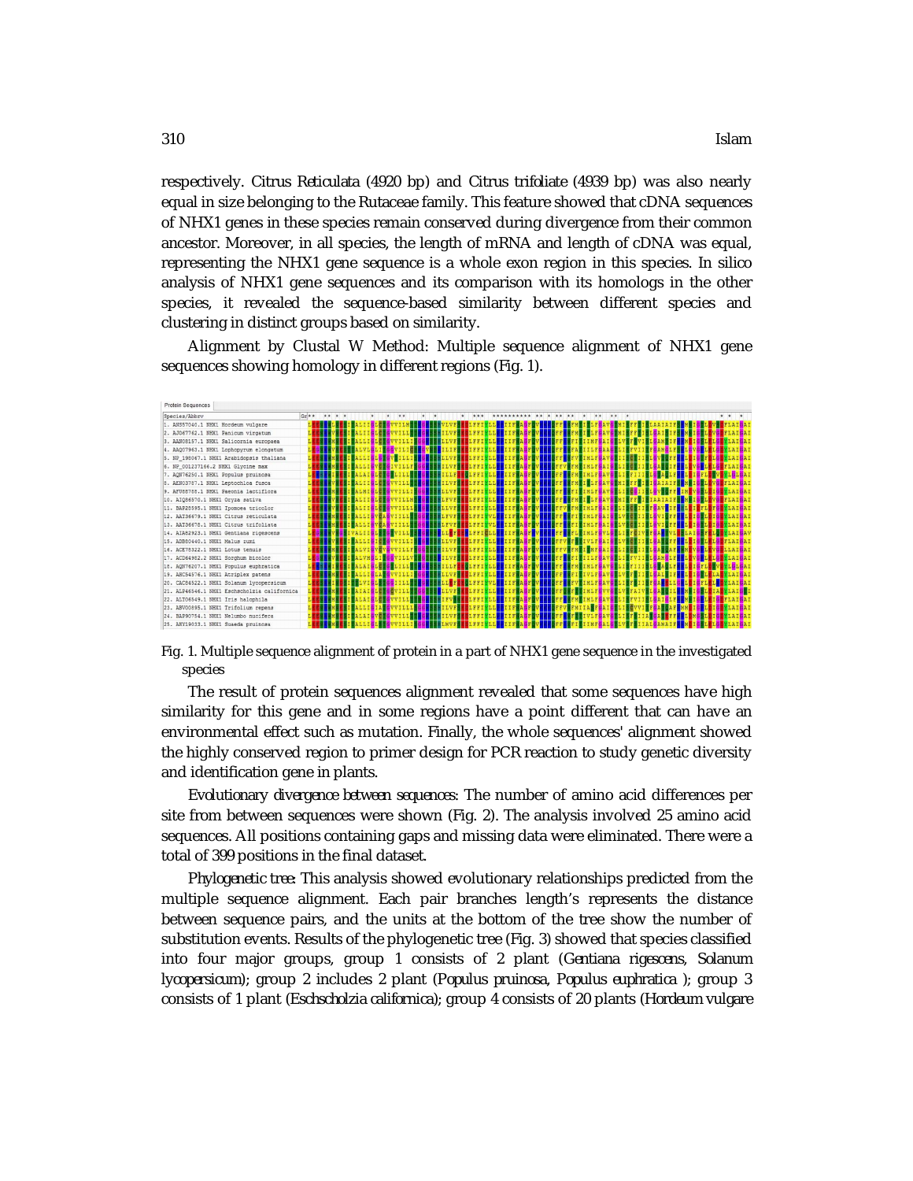respectively. Citrus Reticulata (4920 bp) and Citrus trifoliate (4939 bp) was also nearly equal in size belonging to the Rutaceae family. This feature showed that cDNA sequences of NHX1 genes in these species remain conserved during divergence from their common ancestor. Moreover, in all species, the length of mRNA and length of cDNA was equal, representing the NHX1 gene sequence is a whole exon region in this species. In silico analysis of NHX1 gene sequences and its comparison with its homologs in the other species, it revealed the sequence-based similarity between different species and clustering in distinct groups based on similarity.

Alignment by Clustal W Method: Multiple sequence alignment of NHX1 gene sequences showing homology in different regions (Fig. 1).

Protein Sequences

Species/Abbrv

1. AHS57040.1 NHX1 Hordeum vulgare
2. AJO67762.1 NHX1 Panicum virgatum
3. AAN08157.1 NHX1 Salicornia europaea
4. AAQ07963.1 NHX1 Lophopyrum elongatum
5. NP_198067.1 NHX1 Arabidopsis thaliana
6. NP_001237166.2 NHX1 Glycine max
7. AQN76250.1 NHX1 Populus pruinosa
8. AEN03787.1 NHX1 Leptochloa fusca
9. AFU85788.1 NHX1 Paeonia lactiflora
10. AIQ86570.1 NHX1 Oryza sativa
11. BAF28595.1 NHX1 Ipomoea tricolor
12. AAT36679.1 NHX1 Citrus reticulata
13. AAT36678.1 NHX1 Citrus trifoliate
14. AIA62923.1 NHX1 Gentiana rigescens
15. ADB80440.1 NHX1 Malus zumi
16. ACE75322.1 NHX1 Lotus tenuis
17. ACD64982.2 NHX1 Sorghum bicolor
18. AQN76207.1 NHX1 Populus euphratica
19. ABC94576.1 NHX1 Atriplex patens
20. CAC84522.1 NHX1 Solanum lycopersicum
21. ALP46546.1 NHX1 Eschscholzia californica
22. ALT06549.1 NHX1 Iris halophila
23. ABV00895.1 NHX1 Trifolium repens
24. BAP90754.1 NHX1 Nelumbo nucifera
25. AHY19033.1 NHX1 Suaeda pruinosa

Fig. 1. Multiple sequence alignment of protein in a part of NHX1 gene sequence in the investigated species

The result of protein sequences alignment revealed that some sequences have high similarity for this gene and in some regions have a point different that can have an environmental effect such as mutation. Finally, the whole sequences' alignment showed the highly conserved region to primer design for PCR reaction to study genetic diversity and identification gene in plants.

*Evolutionary divergence between sequences:* The number of amino acid differences per site from between sequences were shown (Fig. 2). The analysis involved 25 amino acid sequences. All positions containing gaps and missing data were eliminated. There were a total of 399 positions in the final dataset.

*Phylogenetic tree:* This analysis showed evolutionary relationships predicted from the multiple sequence alignment. Each pair branches length's represents the distance between sequence pairs, and the units at the bottom of the tree show the number of substitution events. Results of the phylogenetic tree (Fig. 3) showed that species classified into four major groups, group 1 consists of 2 plant (*Gentiana rigescens, Solanum lycopersicum*); group 2 includes 2 plant (*Populus pruinosa, Populus euphratica* ); group 3 consists of 1 plant (*Eschscholzia californica*); group 4 consists of 20 plants (*Hordeum vulgare*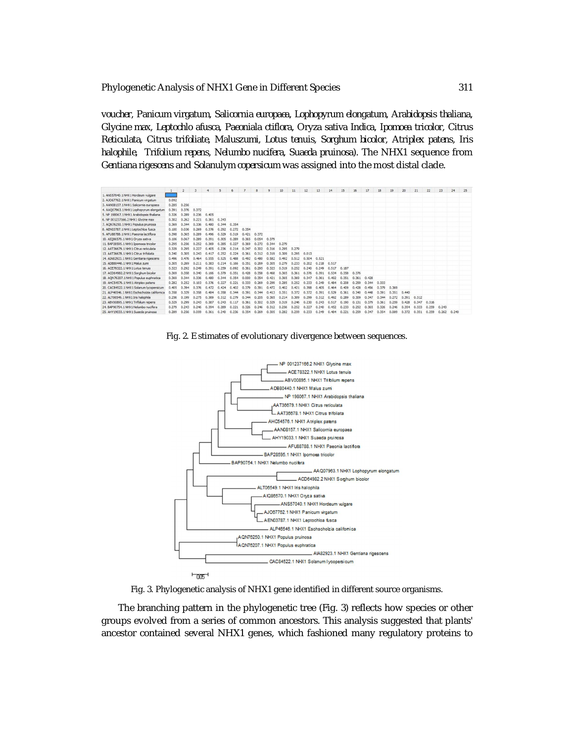voucher, *Panicum virgatum*, *Salicornia europaea*, *Lophopyrum elongatum*, *Arabidopsis thaliana*, *Glycine max*, *Leptochlo afusca*, *Paeoniala ctiflora*, *Oryza sativa Indica*, *Ipomoea tricolor*, *Citrus Reticulata*, *Citrus trifoliate*, *Maluszumi*, *Lotus tenuis*, *Sorghum bicolor*, *Atriplex patens*, *Iris halophile*, *Trifolium repens*, *Nelumbo nucifera*, *Suaeda pruinosa*). The NHX1 sequence from *Gentiana rigescens* and *Solanulym copersicum* was assigned into the most distal clade.

| | 1 | 2 | 3 | 4 | 5 | 6 | 7 | 8 | 9 | 10 | 11 | 12 | 13 | 14 | 15 | 16 | 17 | 18 | 19 | 20 | 21 | 22 | 23 | 24 | 25 |
|---|---|---|---|---|---|---|---|---|---|---|---|---|---|---|---|---|---|---|---|---|---|---|---|---|---|
| 1. ANS57040.1 NHX1 Hordeum vulgare | | | | | | | | | | | | | | | | | | | | | | | | | |
| 2. AJO67762.1 NHX1 Panicum virgatum | 0.092 | | | | | | | | | | | | | | | | | | | | | | | | |
| 3. AAN08157.1 NHX1 Salicornia europaea | 0.285 | 0.256 | | | | | | | | | | | | | | | | | | | | | | | |
| 4. AAQ07963.1 NHX1 Lophopyrum elongatum | 0.391 | 0.376 | 0.372 | | | | | | | | | | | | | | | | | | | | | | |
| 5. NP 198067.1 NHX1 Arabidopsis thaliana | 0.326 | 0.289 | 0.236 | 0.405 | | | | | | | | | | | | | | | | | | | | | |
| 6. NP 001237166.2 NHX1 Glycine max | 0.302 | 0.262 | 0.221 | 0.361 | 0.243 | | | | | | | | | | | | | | | | | | | | |
| 7. AQN76250.1 NHX1 Populus pruinosa | 0.369 | 0.344 | 0.336 | 0.480 | 0.344 | 0.354 | | | | | | | | | | | | | | | | | | | |
| 8. AEN03787.1 NHX1 Leptochloa fusca | 0.100 | 0.036 | 0.269 | 0.376 | 0.292 | 0.272 | 0.354 | | | | | | | | | | | | | | | | | | |
| 9. AFU88788.1 NHX1 Paeonia lactiflora | 0.398 | 0.365 | 0.289 | 0.496 | 0.329 | 0.319 | 0.421 | 0.372 | | | | | | | | | | | | | | | | | |
| 10. AIQ86570.1 NHX1 Oryza sativa | 0.106 | 0.067 | 0.289 | 0.391 | 0.305 | 0.289 | 0.365 | 0.054 | 0.379 | | | | | | | | | | | | | | | | |
| 11. BAP28595.1 NHX1 Ipomoea tricolor | 0.295 | 0.256 | 0.252 | 0.369 | 0.285 | 0.227 | 0.369 | 0.272 | 0.344 | 0.279 | | | | | | | | | | | | | | | |
| 12. AAT36679.1 NHX1 Citrus reticulata | 0.329 | 0.295 | 0.227 | 0.405 | 0.256 | 0.214 | 0.347 | 0.302 | 0.316 | 0.295 | 0.279 | | | | | | | | | | | | | | |
| 13. AAT36678.1 NHX1 Citrus trifoliata | 0.340 | 0.305 | 0.243 | 0.417 | 0.252 | 0.224 | 0.361 | 0.312 | 0.319 | 0.309 | 0.295 | 0.013 | | | | | | | | | | | | | |
| 14. AIA82923.1 NHX1 Gentiana rigescens | 0.496 | 0.476 | 0.464 | 0.555 | 0.525 | 0.488 | 0.492 | 0.480 | 0.582 | 0.492 | 0.512 | 0.504 | 0.521 | | | | | | | | | | | | |
| 15. ADB80440.1 NHX1 Malus zumi | 0.305 | 0.269 | 0.211 | 0.383 | 0.214 | 0.166 | 0.351 | 0.289 | 0.305 | 0.279 | 0.233 | 0.202 | 0.218 | 0.517 | | | | | | | | | | | |
| 16. ACE78322.1 NHX1 Lotus tenuis | 0.323 | 0.292 | 0.249 | 0.391 | 0.259 | 0.092 | 0.361 | 0.295 | 0.323 | 0.319 | 0.252 | 0.240 | 0.249 | 0.517 | 0.187 | | | | | | | | | | |
| 17. ACD64982.2 NHX1 Sorghum bicolor | 0.369 | 0.358 | 0.340 | 0.166 | 0.379 | 0.351 | 0.428 | 0.358 | 0.468 | 0.365 | 0.361 | 0.376 | 0.391 | 0.534 | 0.358 | 0.376 | | | | | | | | | |
| 18. AQN76207.1 NHX1 Populus euphratica | 0.369 | 0.344 | 0.336 | 0.480 | 0.344 | 0.354 | 0.000 | 0.354 | 0.421 | 0.365 | 0.369 | 0.347 | 0.361 | 0.492 | 0.351 | 0.361 | 0.428 | | | | | | | | |
| 19. AHC54576.1 NHX1 Atriplex patens | 0.282 | 0.252 | 0.103 | 0.376 | 0.227 | 0.221 | 0.333 | 0.269 | 0.299 | 0.285 | 0.252 | 0.233 | 0.249 | 0.484 | 0.208 | 0.259 | 0.344 | 0.333 | | | | | | | |
| 20. CAC84522.1 NHX1 Solanum lycopersicum | 0.405 | 0.394 | 0.376 | 0.472 | 0.424 | 0.402 | 0.379 | 0.391 | 0.472 | 0.402 | 0.421 | 0.398 | 0.405 | 0.464 | 0.409 | 0.428 | 0.456 | 0.379 | 0.369 | | | | | | |
| 21. ALP46546.1 NHX1 Eschscholzia californica | 0.358 | 0.329 | 0.358 | 0.484 | 0.358 | 0.344 | 0.391 | 0.344 | 0.413 | 0.351 | 0.372 | 0.372 | 0.391 | 0.529 | 0.361 | 0.340 | 0.448 | 0.391 | 0.351 | 0.440 | | | | | |
| 22. ALT06549.1 NHX1 Iris halophila | 0.256 | 0.199 | 0.275 | 0.369 | 0.312 | 0.279 | 0.344 | 0.205 | 0.365 | 0.214 | 0.309 | 0.299 | 0.312 | 0.492 | 0.289 | 0.309 | 0.347 | 0.344 | 0.272 | 0.391 | 0.312 | | | | |
| 23. ABV00895.1 NHX1 Trifolium repens | 0.329 | 0.299 | 0.243 | 0.387 | 0.243 | 0.117 | 0.361 | 0.302 | 0.329 | 0.319 | 0.246 | 0.230 | 0.243 | 0.517 | 0.190 | 0.131 | 0.379 | 0.361 | 0.259 | 0.428 | 0.347 | 0.316 | | | |
| 24. BAP90754.1 NHX1 Nelumbo nucifera | 0.279 | 0.243 | 0.246 | 0.394 | 0.289 | 0.221 | 0.326 | 0.246 | 0.312 | 0.256 | 0.252 | 0.227 | 0.240 | 0.452 | 0.233 | 0.252 | 0.365 | 0.326 | 0.246 | 0.354 | 0.333 | 0.259 | 0.243 | | |
| 25. AHY19033.1 NHX1 Suaeda pruinosa | 0.289 | 0.256 | 0.059 | 0.361 | 0.240 | 0.236 | 0.354 | 0.269 | 0.305 | 0.282 | 0.259 | 0.233 | 0.249 | 0.484 | 0.221 | 0.259 | 0.347 | 0.354 | 0.089 | 0.372 | 0.351 | 0.259 | 0.262 | 0.240 | |

Fig. 2. Estimates of evolutionary divergence between sequences.

NP 001237166.2 NHX1 Glycine max
ACE78322.1 NHX1 Lotus tenuis
ABV00895.1 NHX1 Trifolium repens
ADB80440.1 NHX1 Malus zumi
NP 198067.1 NHX1 Arabidopsis thaliana
AAT36679.1 NHX1 Citrus reticulata
AAT36678.1 NHX1 Citrus trifoliata
AHC54576.1 NHX1 Atriplex patens
AAN08157.1 NHX1 Salicornia europaea
AHY19033.1 NHX1 Suaeda pruinosa
AFU88788.1 NHX1 Paeonia lactiflora
BAP28595.1 NHX1 Ipomoea tricolor
BAP90754.1 NHX1 Nelumbo nucifera
AAQ07963.1 NHX1 Lophopyrum elongatum
ACD64982.2 NHX1 Sorghum bicolor
ALT06549.1 NHX1 Iris halophila
AIQ86570.1 NHX1 Oryza sativa
ANS57040.1 NHX1 Hordeum vulgare
AJO67762.1 NHX1 Panicum virgatum
AEN03787.1 NHX1 Leptochloa fusca
ALP46546.1 NHX1 Eschscholzia californica
AQN76250.1 NHX1 Populus pruinosa
AQN76207.1 NHX1 Populus euphratica
AIA82923.1 NHX1 Gentiana rigescens
CAC84522.1 NHX1 Solanum lycopersicum
0.05

Fig. 3. Phylogenetic analysis of NHX1 gene identified in different source organisms.

The branching pattern in the phylogenetic tree (Fig. 3) reflects how species or other groups evolved from a series of common ancestors. This analysis suggested that plants' ancestor contained several NHX1 genes, which fashioned many regulatory proteins to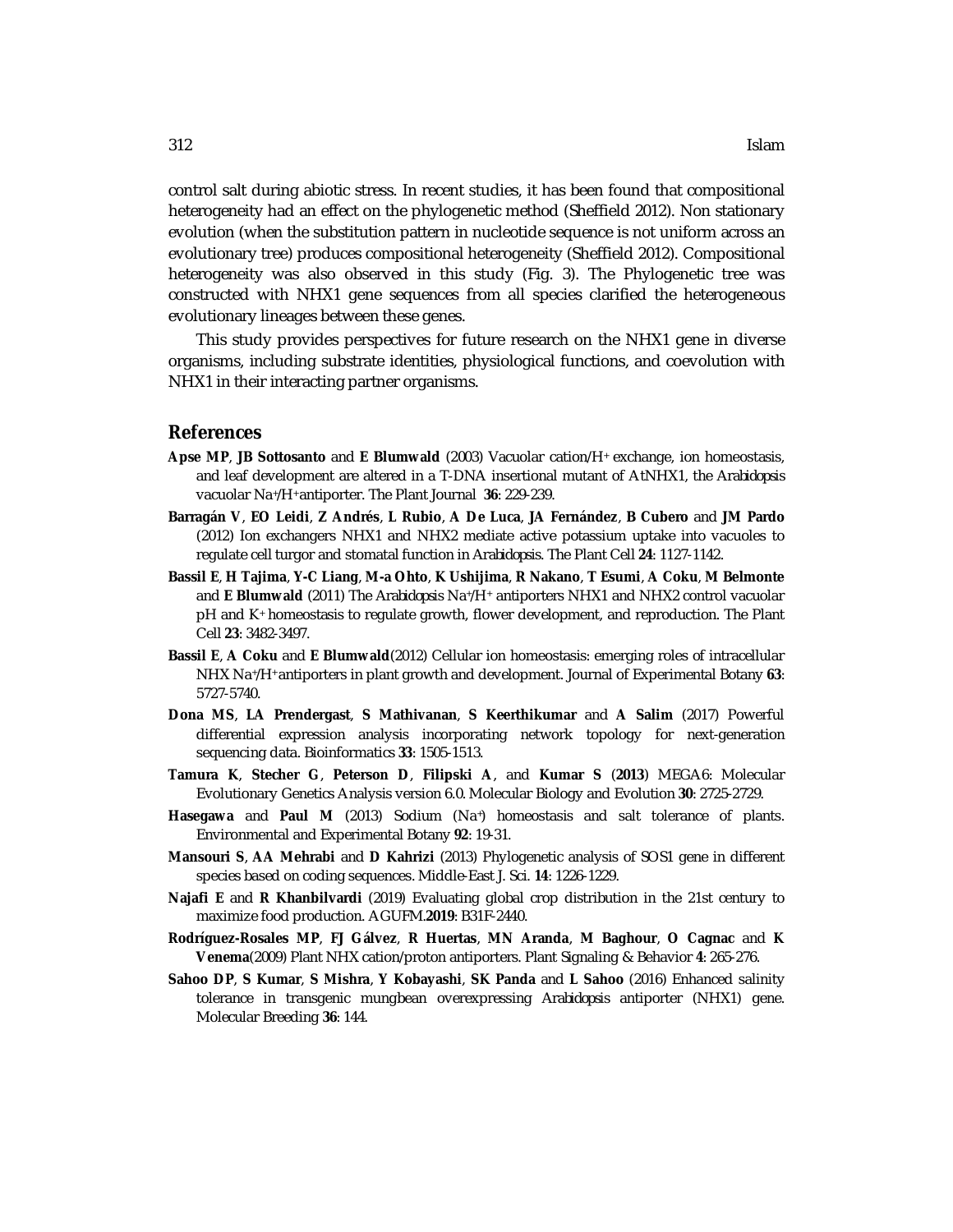control salt during abiotic stress. In recent studies, it has been found that compositional heterogeneity had an effect on the phylogenetic method (Sheffield 2012). Non stationary evolution (when the substitution pattern in nucleotide sequence is not uniform across an evolutionary tree) produces compositional heterogeneity (Sheffield 2012). Compositional heterogeneity was also observed in this study (Fig. 3). The Phylogenetic tree was constructed with NHX1 gene sequences from all species clarified the heterogeneous evolutionary lineages between these genes.

This study provides perspectives for future research on the NHX1 gene in diverse organisms, including substrate identities, physiological functions, and coevolution with NHX1 in their interacting partner organisms.

## References

**Apse MP**, **JB Sottosanto** and **E Blumwald** (2003) Vacuolar cation/$H^+$ exchange, ion homeostasis, and leaf development are altered in a T-DNA insertional mutant of AtNHX1, the *Arabidopsis* vacuolar $Na^+$/$H^+$antiporter. The Plant Journal **36**: 229-239.

**Barragán V**, **EO Leidi**, **Z Andrés**, **L Rubio**, **A De Luca**, **JA Fernández**, **B Cubero** and **JM Pardo** (2012) Ion exchangers NHX1 and NHX2 mediate active potassium uptake into vacuoles to regulate cell turgor and stomatal function in *Arabidopsis*. The Plant Cell **24**: 1127-1142.

**Bassil E**, **H Tajima**, **Y-C Liang**, **M-a Ohto**, **K Ushijima**, **R Nakano**, **T Esumi**, **A Coku**, **M Belmonte** and **E Blumwald** (2011) The *Arabidopsis* $Na^+$/$H^+$ antiporters NHX1 and NHX2 control vacuolar pH and $K^+$ homeostasis to regulate growth, flower development, and reproduction. The Plant Cell **23**: 3482-3497.

**Bassil E**, **A Coku** and **E Blumwald**(2012) Cellular ion homeostasis: emerging roles of intracellular NHX $Na^+$/$H^+$antiporters in plant growth and development. Journal of Experimental Botany **63**: 5727-5740.

**Dona MS**, **LA Prendergast**, **S Mathivanan**, **S Keerthikumar** and **A Salim** (2017) Powerful differential expression analysis incorporating network topology for next-generation sequencing data. Bioinformatics **33**: 1505-1513.

**Tamura K**, **Stecher G**, **Peterson D**, **Filipski A**, and **Kumar S** (**2013**) MEGA6: Molecular Evolutionary Genetics Analysis version 6.0. Molecular Biology and Evolution **30**: 2725-2729.

**Hasegawa** and **Paul M** (2013) Sodium ($Na^+$) homeostasis and salt tolerance of plants. Environmental and Experimental Botany **92**: 19-31.

**Mansouri S**, **AA Mehrabi** and **D Kahrizi** (2013) Phylogenetic analysis of SOS1 gene in different species based on coding sequences. Middle-East J. Sci. **14**: 1226-1229.

**Najafi E** and **R Khanbilvardi** (2019) Evaluating global crop distribution in the 21st century to maximize food production. AGUFM.**2019**: B31F-2440.

**Rodríguez-Rosales MP**, **FJ Gálvez**, **R Huertas**, **MN Aranda**, **M Baghour**, **O Cagnac** and **K Venema**(2009) Plant NHX cation/proton antiporters. Plant Signaling & Behavior **4**: 265-276.

**Sahoo DP**, **S Kumar**, **S Mishra**, **Y Kobayashi**, **SK Panda** and **L Sahoo** (2016) Enhanced salinity tolerance in transgenic mungbean overexpressing *Arabidopsis* antiporter (NHX1) gene. Molecular Breeding **36**: 144.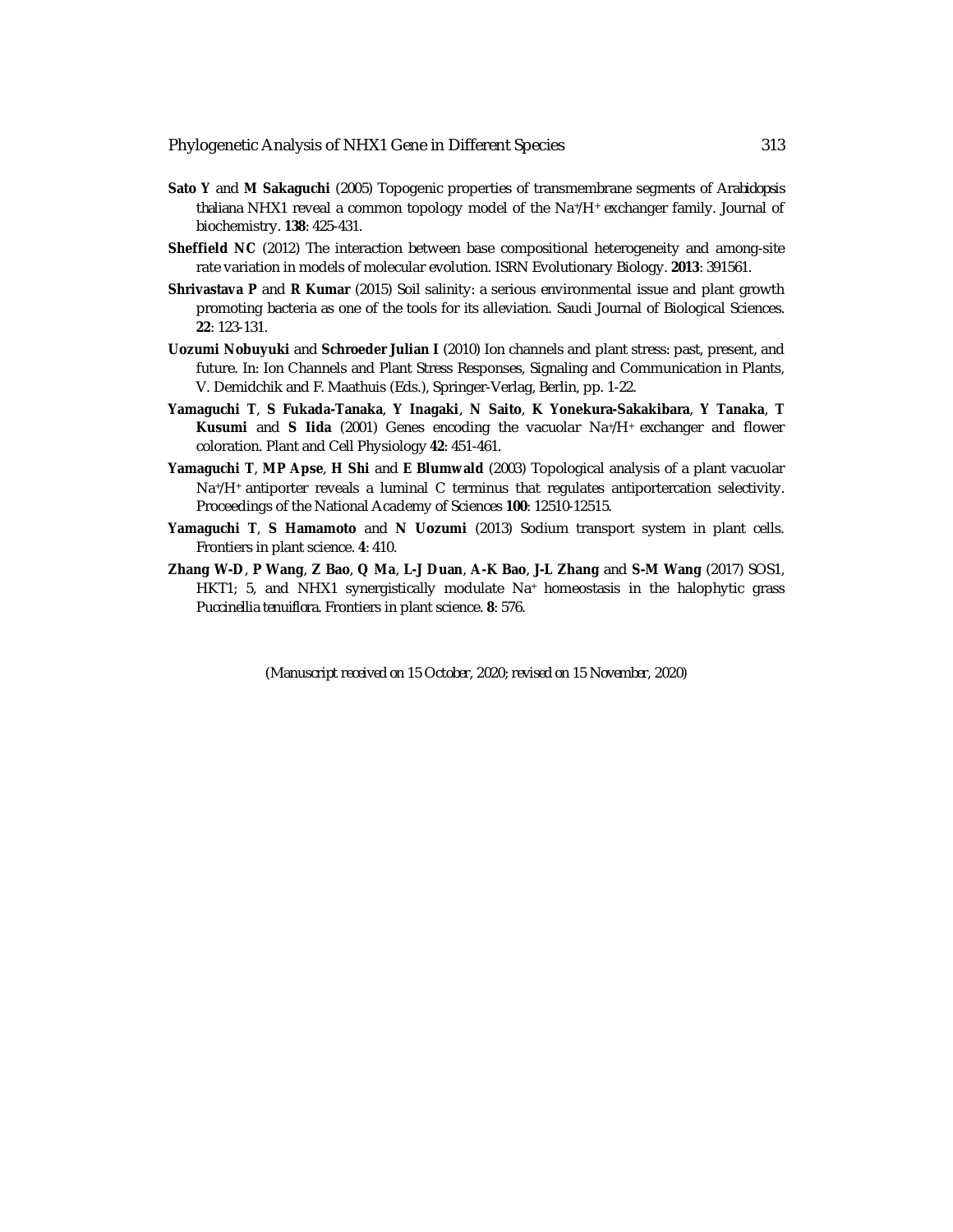**Sato Y** and **M Sakaguchi** (2005) Topogenic properties of transmembrane segments of *Arabidopsis thaliana* NHX1 reveal a common topology model of the $Na^+/H^+$ exchanger family. Journal of biochemistry. **138**: 425-431.

**Sheffield NC** (2012) The interaction between base compositional heterogeneity and among-site rate variation in models of molecular evolution. ISRN Evolutionary Biology. **2013**: 391561.

**Shrivastava P** and **R Kumar** (2015) Soil salinity: a serious environmental issue and plant growth promoting bacteria as one of the tools for its alleviation. Saudi Journal of Biological Sciences. **22**: 123-131.

**Uozumi Nobuyuki** and **Schroeder Julian I** (2010) Ion channels and plant stress: past, present, and future. In: Ion Channels and Plant Stress Responses, Signaling and Communication in Plants, V. Demidchik and F. Maathuis (Eds.), Springer-Verlag, Berlin, pp. 1-22.

**Yamaguchi T**, **S Fukada-Tanaka**, **Y Inagaki**, **N Saito**, **K Yonekura-Sakakibara**, **Y Tanaka**, **T Kusumi** and **S Iida** (2001) Genes encoding the vacuolar $Na^+/H^+$ exchanger and flower coloration. Plant and Cell Physiology **42**: 451-461.

**Yamaguchi T**, **MP Apse**, **H Shi** and **E Blumwald** (2003) Topological analysis of a plant vacuolar $Na^+/H^+$ antiporter reveals a luminal C terminus that regulates antiportercation selectivity. Proceedings of the National Academy of Sciences **100**: 12510-12515.

**Yamaguchi T**, **S Hamamoto** and **N Uozumi** (2013) Sodium transport system in plant cells. Frontiers in plant science. **4**: 410.

**Zhang W-D**, **P Wang**, **Z Bao**, **Q Ma**, **L-J Duan**, **A-K Bao**, **J-L Zhang** and **S-M Wang** (2017) SOS1, HKT1; 5, and NHX1 synergistically modulate $Na^+$ homeostasis in the halophytic grass *Puccinellia tenuiflora*. Frontiers in plant science. **8**: 576.

*(Manuscript received on 15 October, 2020; revised on 15 November, 2020)*